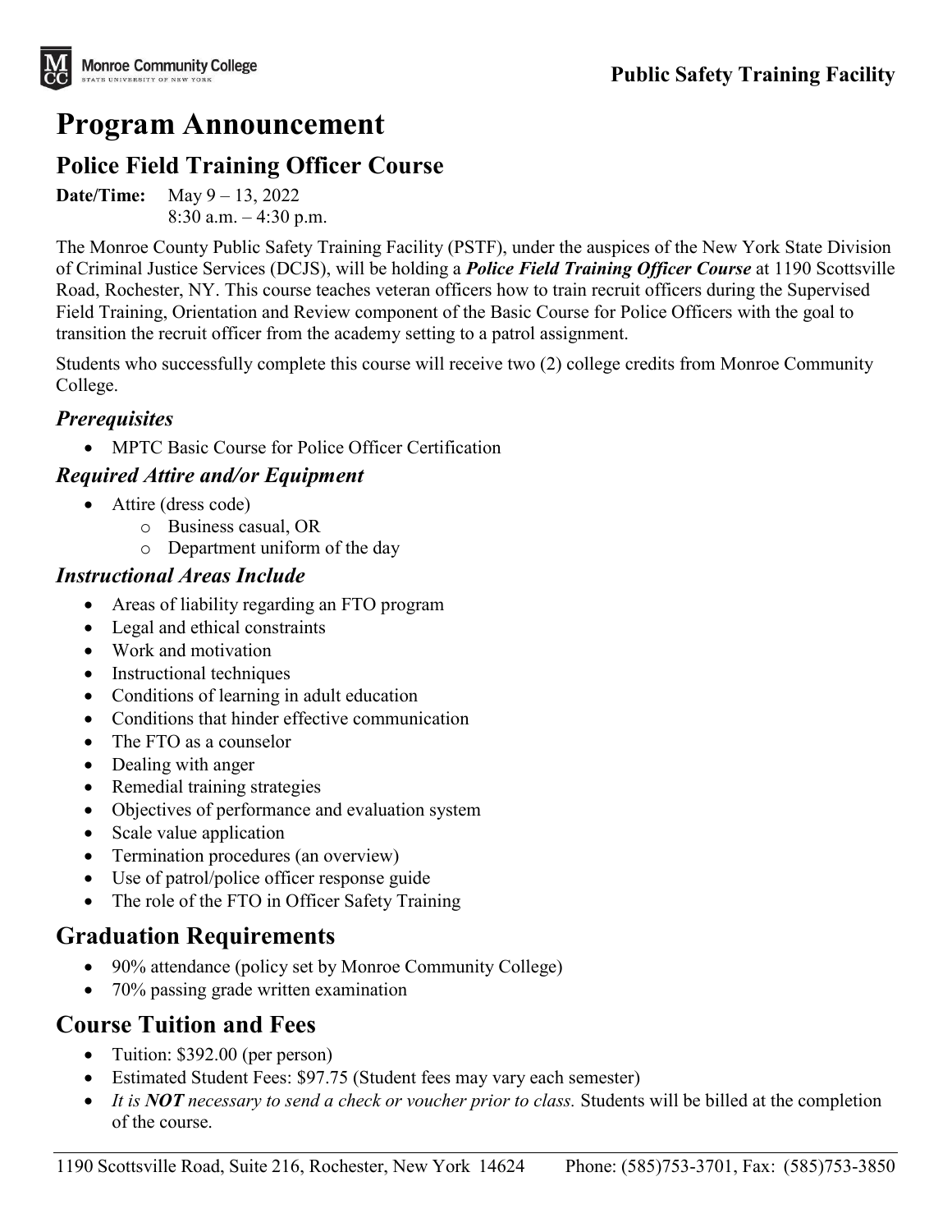Public Safety Training Facility

# Program Announcement

## Police Field Training Officer Course

**Date/Time:** May 9 – 13, 2022
8:30 a.m. – 4:30 p.m.

The Monroe County Public Safety Training Facility (PSTF), under the auspices of the New York State Division of Criminal Justice Services (DCJS), will be holding a ***Police Field Training Officer Course*** at 1190 Scottsville Road, Rochester, NY. This course teaches veteran officers how to train recruit officers during the Supervised Field Training, Orientation and Review component of the Basic Course for Police Officers with the goal to transition the recruit officer from the academy setting to a patrol assignment.

Students who successfully complete this course will receive two (2) college credits from Monroe Community College.

### *Prerequisites*

- MPTC Basic Course for Police Officer Certification

### *Required Attire and/or Equipment*

- Attire (dress code)
    - Business casual, OR
    - Department uniform of the day

### *Instructional Areas Include*

- Areas of liability regarding an FTO program
- Legal and ethical constraints
- Work and motivation
- Instructional techniques
- Conditions of learning in adult education
- Conditions that hinder effective communication
- The FTO as a counselor
- Dealing with anger
- Remedial training strategies
- Objectives of performance and evaluation system
- Scale value application
- Termination procedures (an overview)
- Use of patrol/police officer response guide
- The role of the FTO in Officer Safety Training

## Graduation Requirements

- 90% attendance (policy set by Monroe Community College)
- 70% passing grade written examination

## Course Tuition and Fees

- Tuition: $392.00 (per person)
- Estimated Student Fees: $97.75 (Student fees may vary each semester)
- *It is **NOT** necessary to send a check or voucher prior to class.* Students will be billed at the completion of the course.

1190 Scottsville Road, Suite 216, Rochester, New York 14624 Phone: (585)753-3701, Fax: (585)753-3850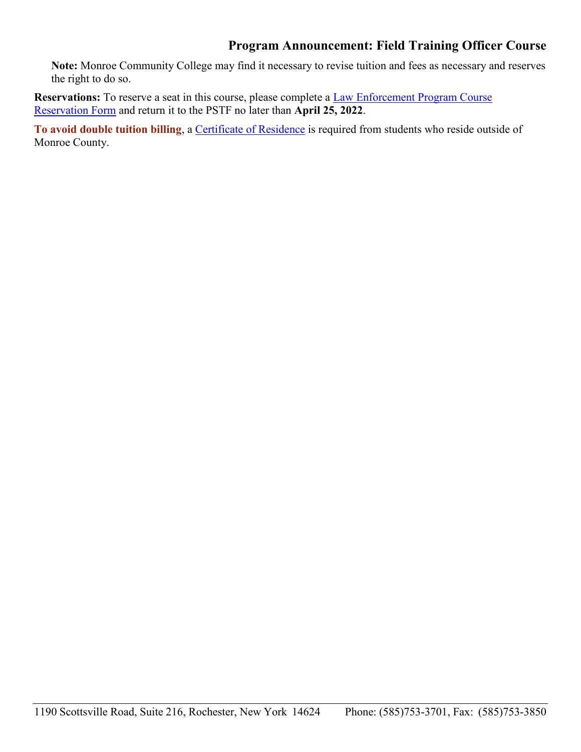**Note:** Monroe Community College may find it necessary to revise tuition and fees as necessary and reserves the right to do so.

**Reservations:** To reserve a seat in this course, please complete a Law Enforcement Program Course Reservation Form and return it to the PSTF no later than **April 25, 2022**.

**To avoid double tuition billing**, a Certificate of Residence is required from students who reside outside of Monroe County.